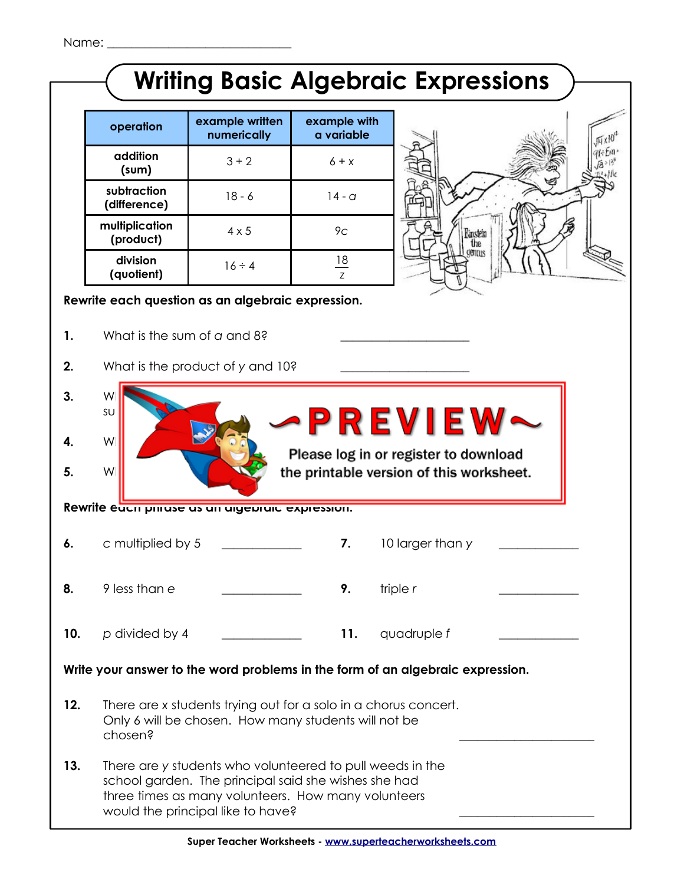Name: ______________________________

# Writing Basic Algebraic Expressions

| operation | example written numerically | example with a variable |
|---|---|---|
| addition (sum) | $3 + 2$ | $6 + x$ |
| subtraction (difference) | $18 - 6$ | $14 - a$ |
| multiplication (product) | $4 \times 5$ | $9c$ |
| division (quotient) | $16 \div 4$ | $\frac{18}{z}$ |

**Rewrite each question as an algebraic expression.**

**1.** What is the sum of *a* and 8? ____________________

**2.** What is the product of *y* and 10? ____________________

**3.** W
su

**4.** W

**5.** W

~PREVIEW~

Please log in or register to download the printable version of this worksheet.

**Rewrite each phrase as an algebraic expression.**

**6.** c multiplied by 5 ____________

**7.** 10 larger than *y* ____________

**8.** 9 less than *e* ____________

**9.** triple *r* ____________

**10.** *p* divided by 4 ____________

**11.** quadruple *f* ____________

**Write your answer to the word problems in the form of an algebraic expression.**

**12.** There are x students trying out for a solo in a chorus concert. Only 6 will be chosen. How many students will not be chosen? ____________________

**13.** There are *y* students who volunteered to pull weeds in the school garden. The principal said she wishes she had three times as many volunteers. How many volunteers would the principal like to have? ____________________

Super Teacher Worksheets - www.superteacherworksheets.com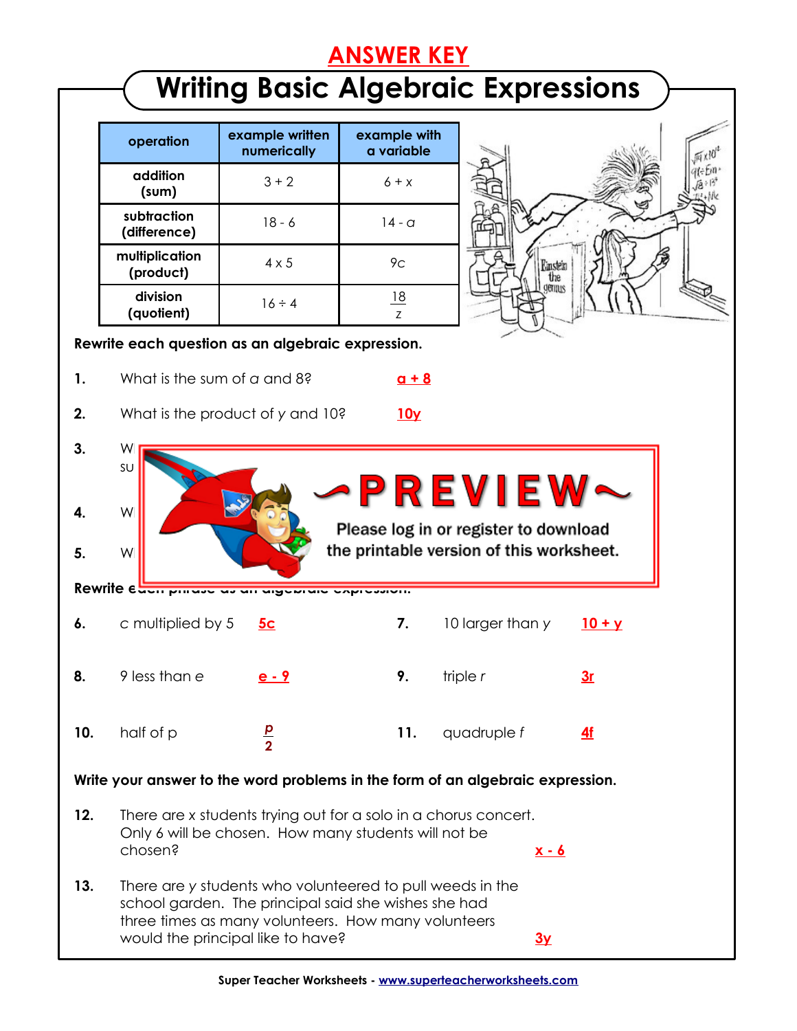# ANSWER KEY

## Writing Basic Algebraic Expressions

| operation | example written numerically | example with a variable |
|---|---|---|
| addition (sum) | 3 + 2 | 6 + x |
| subtraction (difference) | 18 - 6 | 14 - *a* |
| multiplication (product) | 4 x 5 | 9c |
| division (quotient) | 16 ÷ 4 | $\frac{18}{z}$ |

**Rewrite each question as an algebraic expression.**

**1.** What is the sum of *a* and 8? **a + 8**

**2.** What is the product of *y* and 10? **10y**

**3.** W
su

**4.** W

**5.** W

~PREVIEW~

Please log in or register to download the printable version of this worksheet.

**Rewrite each phrase as an algebraic expression.**

**6.** c multiplied by 5 **5c**

**7.** 10 larger than *y* **10 + y**

**8.** 9 less than *e* **e - 9**

**9.** triple *r* **3r**

**10.** half of p $\frac{p}{2}$

**11.** quadruple *f* **4f**

**Write your answer to the word problems in the form of an algebraic expression.**

**12.** There are x students trying out for a solo in a chorus concert. Only 6 will be chosen. How many students will not be chosen? **x - 6**

**13.** There are *y* students who volunteered to pull weeds in the school garden. The principal said she wishes she had three times as many volunteers. How many volunteers would the principal like to have? **3y**

Super Teacher Worksheets - www.superteacherworksheets.com